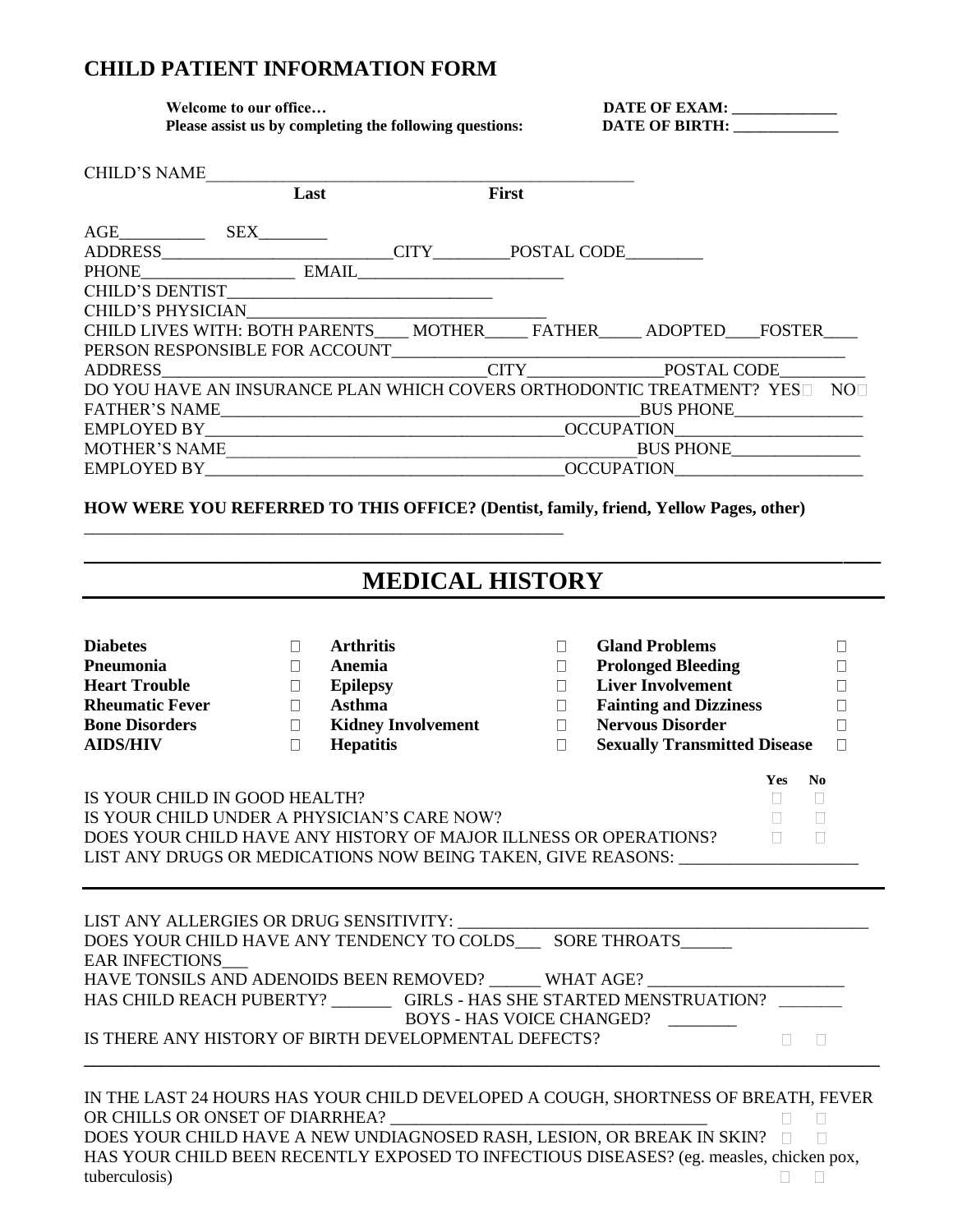# CHILD PATIENT INFORMATION FORM

**Welcome to our office…**
**Please assist us by completing the following questions:**

**DATE OF EXAM: _____________**
**DATE OF BIRTH: _____________**

CHILD'S NAME___________________________________________________
**Last** **First**

AGE__________ SEX________
ADDRESS__________________________CITY________POSTAL CODE________
PHONE_________________ EMAIL_______________________
CHILD'S DENTIST_____________________________
CHILD'S PHYSICIAN________________________________
CHILD LIVES WITH: BOTH PARENTS____ MOTHER_____ FATHER_____ ADOPTED____FOSTER____
PERSON RESPONSIBLE FOR ACCOUNT_____________________________________________
ADDRESS___________________________________CITY______________POSTAL CODE_________
DO YOU HAVE AN INSURANCE PLAN WHICH COVERS ORTHODONTIC TREATMENT? YES☐ NO☐
FATHER'S NAME______________________________________________BUS PHONE______________
EMPLOYED BY________________________________________OCCUPATION_____________________
MOTHER'S NAME_____________________________________________BUS PHONE______________
EMPLOYED BY________________________________________OCCUPATION_____________________

**HOW WERE YOU REFERRED TO THIS OFFICE? (Dentist, family, friend, Yellow Pages, other)**
___________________________________________________________

## MEDICAL HISTORY

| | | | | | |
|---|---|---|---|---|---|
| **Diabetes** | ☐ | **Arthritis** | ☐ | **Gland Problems** | ☐ |
| **Pneumonia** | ☐ | **Anemia** | ☐ | **Prolonged Bleeding** | ☐ |
| **Heart Trouble** | ☐ | **Epilepsy** | ☐ | **Liver Involvement** | ☐ |
| **Rheumatic Fever** | ☐ | **Asthma** | ☐ | **Fainting and Dizziness** | ☐ |
| **Bone Disorders** | ☐ | **Kidney Involvement** | ☐ | **Nervous Disorder** | ☐ |
| **AIDS/HIV** | ☐ | **Hepatitis** | ☐ | **Sexually Transmitted Disease** | ☐ |

| | Yes | No |
|---|---|---|
| IS YOUR CHILD IN GOOD HEALTH? | ☐ | ☐ |
| IS YOUR CHILD UNDER A PHYSICIAN'S CARE NOW? | ☐ | ☐ |
| DOES YOUR CHILD HAVE ANY HISTORY OF MAJOR ILLNESS OR OPERATIONS? | ☐ | ☐ |

LIST ANY DRUGS OR MEDICATIONS NOW BEING TAKEN, GIVE REASONS: ____________________

LIST ANY ALLERGIES OR DRUG SENSITIVITY: _______________________________________________
DOES YOUR CHILD HAVE ANY TENDENCY TO COLDS___ SORE THROATS______
EAR INFECTIONS___
HAVE TONSILS AND ADENOIDS BEEN REMOVED? ______ WHAT AGE? ______________________
HAS CHILD REACH PUBERTY? _______ GIRLS - HAS SHE STARTED MENSTRUATION? _______
BOYS - HAS VOICE CHANGED? ________
IS THERE ANY HISTORY OF BIRTH DEVELOPMENTAL DEFECTS? ☐ ☐

IN THE LAST 24 HOURS HAS YOUR CHILD DEVELOPED A COUGH, SHORTNESS OF BREATH, FEVER OR CHILLS OR ONSET OF DIARRHEA? ____________________________________ ☐ ☐
DOES YOUR CHILD HAVE A NEW UNDIAGNOSED RASH, LESION, OR BREAK IN SKIN? ☐ ☐
HAS YOUR CHILD BEEN RECENTLY EXPOSED TO INFECTIOUS DISEASES? (eg. measles, chicken pox, tuberculosis) ☐ ☐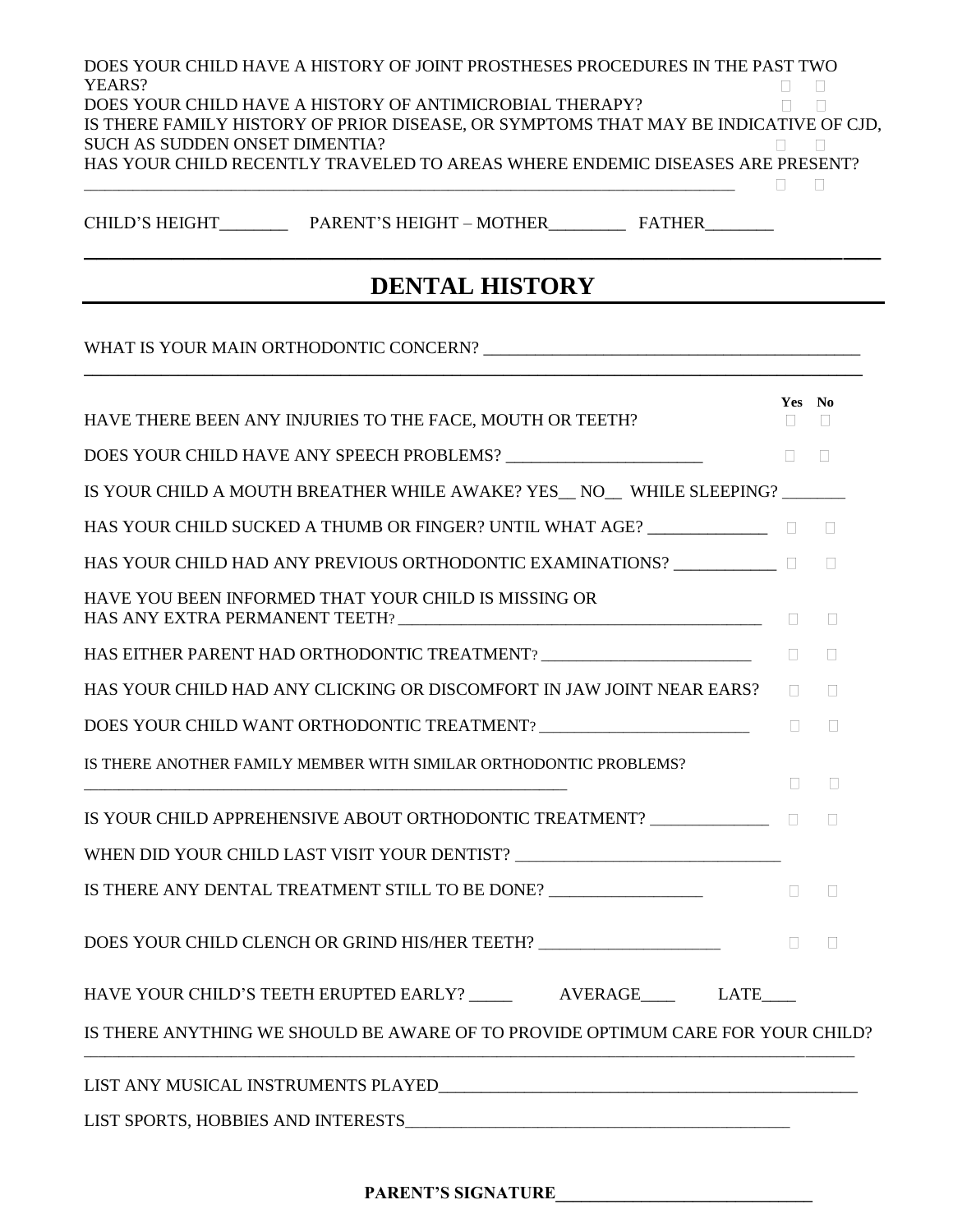DOES YOUR CHILD HAVE A HISTORY OF JOINT PROSTHESES PROCEDURES IN THE PAST TWO YEARS? ☐ ☐

DOES YOUR CHILD HAVE A HISTORY OF ANTIMICROBIAL THERAPY? ☐ ☐

IS THERE FAMILY HISTORY OF PRIOR DISEASE, OR SYMPTOMS THAT MAY BE INDICATIVE OF CJD, SUCH AS SUDDEN ONSET DIMENTIA? ☐ ☐

HAS YOUR CHILD RECENTLY TRAVELED TO AREAS WHERE ENDEMIC DISEASES ARE PRESENT?
________________________________________________________________________________ ☐ ☐

CHILD'S HEIGHT________ PARENT'S HEIGHT – MOTHER_________ FATHER________

---

## DENTAL HISTORY

WHAT IS YOUR MAIN ORTHODONTIC CONCERN? _____________________________________________

| | Yes | No |
|---|---|---|
| HAVE THERE BEEN ANY INJURIES TO THE FACE, MOUTH OR TEETH? | ☐ | ☐ |
| DOES YOUR CHILD HAVE ANY SPEECH PROBLEMS? _______________________ | ☐ | ☐ |
| IS YOUR CHILD A MOUTH BREATHER WHILE AWAKE? YES__ NO__ WHILE SLEEPING? _______ | | |
| HAS YOUR CHILD SUCKED A THUMB OR FINGER? UNTIL WHAT AGE? ______________ | ☐ | ☐ |
| HAS YOUR CHILD HAD ANY PREVIOUS ORTHODONTIC EXAMINATIONS? ____________ | ☐ | ☐ |
| HAVE YOU BEEN INFORMED THAT YOUR CHILD IS MISSING OR HAS ANY EXTRA PERMANENT TEETH? ____________________________________________ | ☐ | ☐ |
| HAS EITHER PARENT HAD ORTHODONTIC TREATMENT? _________________________ | ☐ | ☐ |
| HAS YOUR CHILD HAD ANY CLICKING OR DISCOMFORT IN JAW JOINT NEAR EARS? | ☐ | ☐ |
| DOES YOUR CHILD WANT ORTHODONTIC TREATMENT? _________________________ | ☐ | ☐ |
| IS THERE ANOTHER FAMILY MEMBER WITH SIMILAR ORTHODONTIC PROBLEMS? ____________________________________________________________ | ☐ | ☐ |
| IS YOUR CHILD APPREHENSIVE ABOUT ORTHODONTIC TREATMENT? ______________ | ☐ | ☐ |
| WHEN DID YOUR CHILD LAST VISIT YOUR DENTIST? _______________________________ | | |
| IS THERE ANY DENTAL TREATMENT STILL TO BE DONE? __________________ | ☐ | ☐ |
| DOES YOUR CHILD CLENCH OR GRIND HIS/HER TEETH? ______________________ | ☐ | ☐ |

HAVE YOUR CHILD'S TEETH ERUPTED EARLY? _____ AVERAGE____ LATE____

IS THERE ANYTHING WE SHOULD BE AWARE OF TO PROVIDE OPTIMUM CARE FOR YOUR CHILD?
______________________________________________________________________________________

LIST ANY MUSICAL INSTRUMENTS PLAYED__________________________________________________

LIST SPORTS, HOBBIES AND INTERESTS______________________________________________

**PARENT'S SIGNATURE_______________________________**